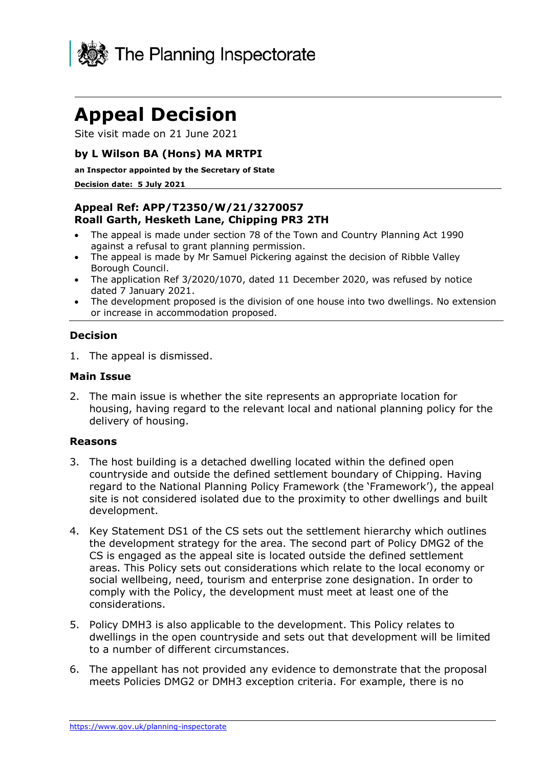The Planning Inspectorate

# Appeal Decision

Site visit made on 21 June 2021

### by L Wilson BA (Hons) MA MRTPI

**an Inspector appointed by the Secretary of State**

**Decision date: 5 July 2021**

---

### Appeal Ref: APP/T2350/W/21/3270057
### Roall Garth, Hesketh Lane, Chipping PR3 2TH

- The appeal is made under section 78 of the Town and Country Planning Act 1990 against a refusal to grant planning permission.
- The appeal is made by Mr Samuel Pickering against the decision of Ribble Valley Borough Council.
- The application Ref 3/2020/1070, dated 11 December 2020, was refused by notice dated 7 January 2021.
- The development proposed is the division of one house into two dwellings. No extension or increase in accommodation proposed.

---

### Decision

1. The appeal is dismissed.

### Main Issue

2. The main issue is whether the site represents an appropriate location for housing, having regard to the relevant local and national planning policy for the delivery of housing.

### Reasons

3. The host building is a detached dwelling located within the defined open countryside and outside the defined settlement boundary of Chipping. Having regard to the National Planning Policy Framework (the 'Framework'), the appeal site is not considered isolated due to the proximity to other dwellings and built development.

4. Key Statement DS1 of the CS sets out the settlement hierarchy which outlines the development strategy for the area. The second part of Policy DMG2 of the CS is engaged as the appeal site is located outside the defined settlement areas. This Policy sets out considerations which relate to the local economy or social wellbeing, need, tourism and enterprise zone designation. In order to comply with the Policy, the development must meet at least one of the considerations.

5. Policy DMH3 is also applicable to the development. This Policy relates to dwellings in the open countryside and sets out that development will be limited to a number of different circumstances.

6. The appellant has not provided any evidence to demonstrate that the proposal meets Policies DMG2 or DMH3 exception criteria. For example, there is no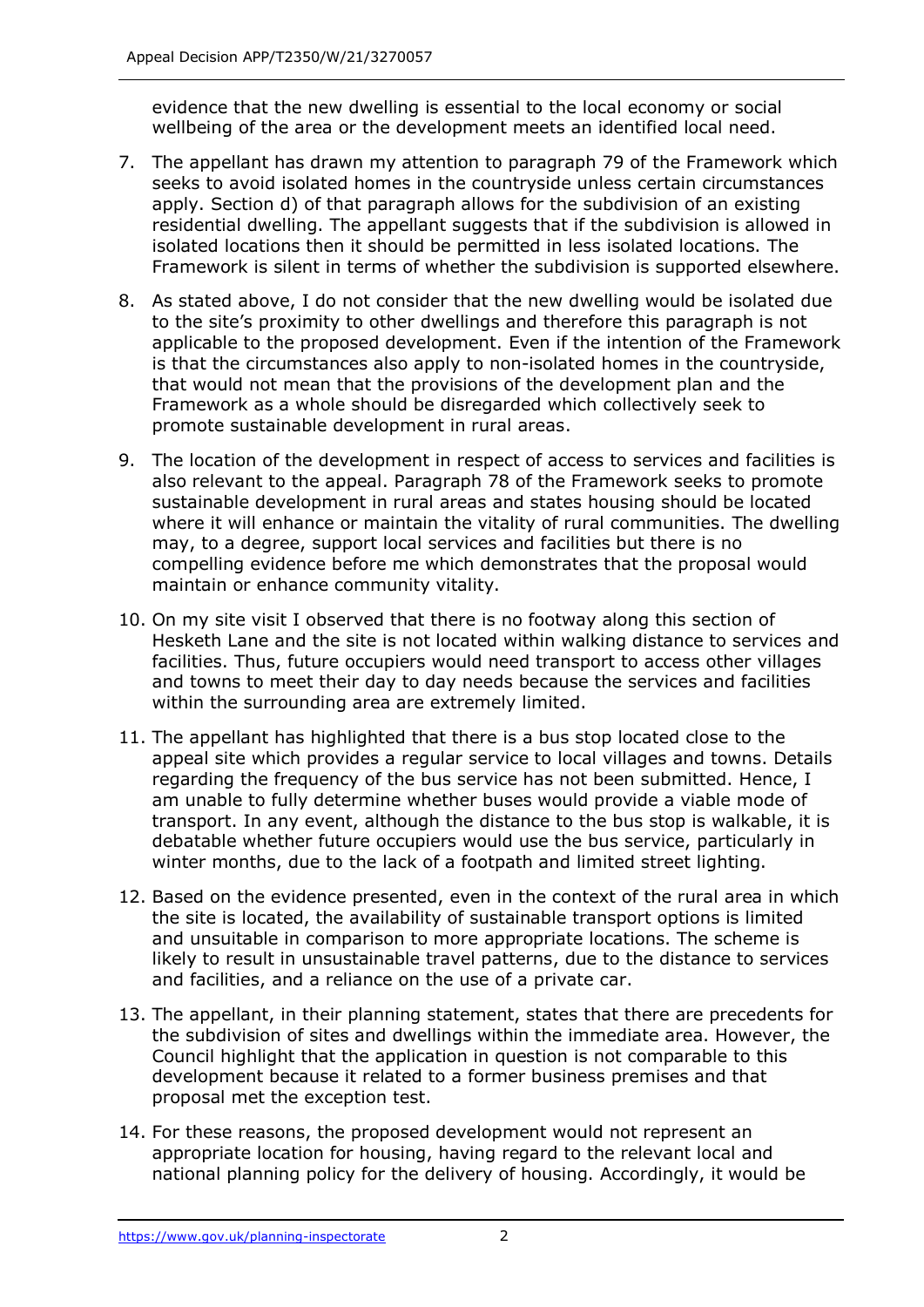evidence that the new dwelling is essential to the local economy or social wellbeing of the area or the development meets an identified local need.

7. The appellant has drawn my attention to paragraph 79 of the Framework which seeks to avoid isolated homes in the countryside unless certain circumstances apply. Section d) of that paragraph allows for the subdivision of an existing residential dwelling. The appellant suggests that if the subdivision is allowed in isolated locations then it should be permitted in less isolated locations. The Framework is silent in terms of whether the subdivision is supported elsewhere.

8. As stated above, I do not consider that the new dwelling would be isolated due to the site's proximity to other dwellings and therefore this paragraph is not applicable to the proposed development. Even if the intention of the Framework is that the circumstances also apply to non-isolated homes in the countryside, that would not mean that the provisions of the development plan and the Framework as a whole should be disregarded which collectively seek to promote sustainable development in rural areas.

9. The location of the development in respect of access to services and facilities is also relevant to the appeal. Paragraph 78 of the Framework seeks to promote sustainable development in rural areas and states housing should be located where it will enhance or maintain the vitality of rural communities. The dwelling may, to a degree, support local services and facilities but there is no compelling evidence before me which demonstrates that the proposal would maintain or enhance community vitality.

10. On my site visit I observed that there is no footway along this section of Hesketh Lane and the site is not located within walking distance to services and facilities. Thus, future occupiers would need transport to access other villages and towns to meet their day to day needs because the services and facilities within the surrounding area are extremely limited.

11. The appellant has highlighted that there is a bus stop located close to the appeal site which provides a regular service to local villages and towns. Details regarding the frequency of the bus service has not been submitted. Hence, I am unable to fully determine whether buses would provide a viable mode of transport. In any event, although the distance to the bus stop is walkable, it is debatable whether future occupiers would use the bus service, particularly in winter months, due to the lack of a footpath and limited street lighting.

12. Based on the evidence presented, even in the context of the rural area in which the site is located, the availability of sustainable transport options is limited and unsuitable in comparison to more appropriate locations. The scheme is likely to result in unsustainable travel patterns, due to the distance to services and facilities, and a reliance on the use of a private car.

13. The appellant, in their planning statement, states that there are precedents for the subdivision of sites and dwellings within the immediate area. However, the Council highlight that the application in question is not comparable to this development because it related to a former business premises and that proposal met the exception test.

14. For these reasons, the proposed development would not represent an appropriate location for housing, having regard to the relevant local and national planning policy for the delivery of housing. Accordingly, it would be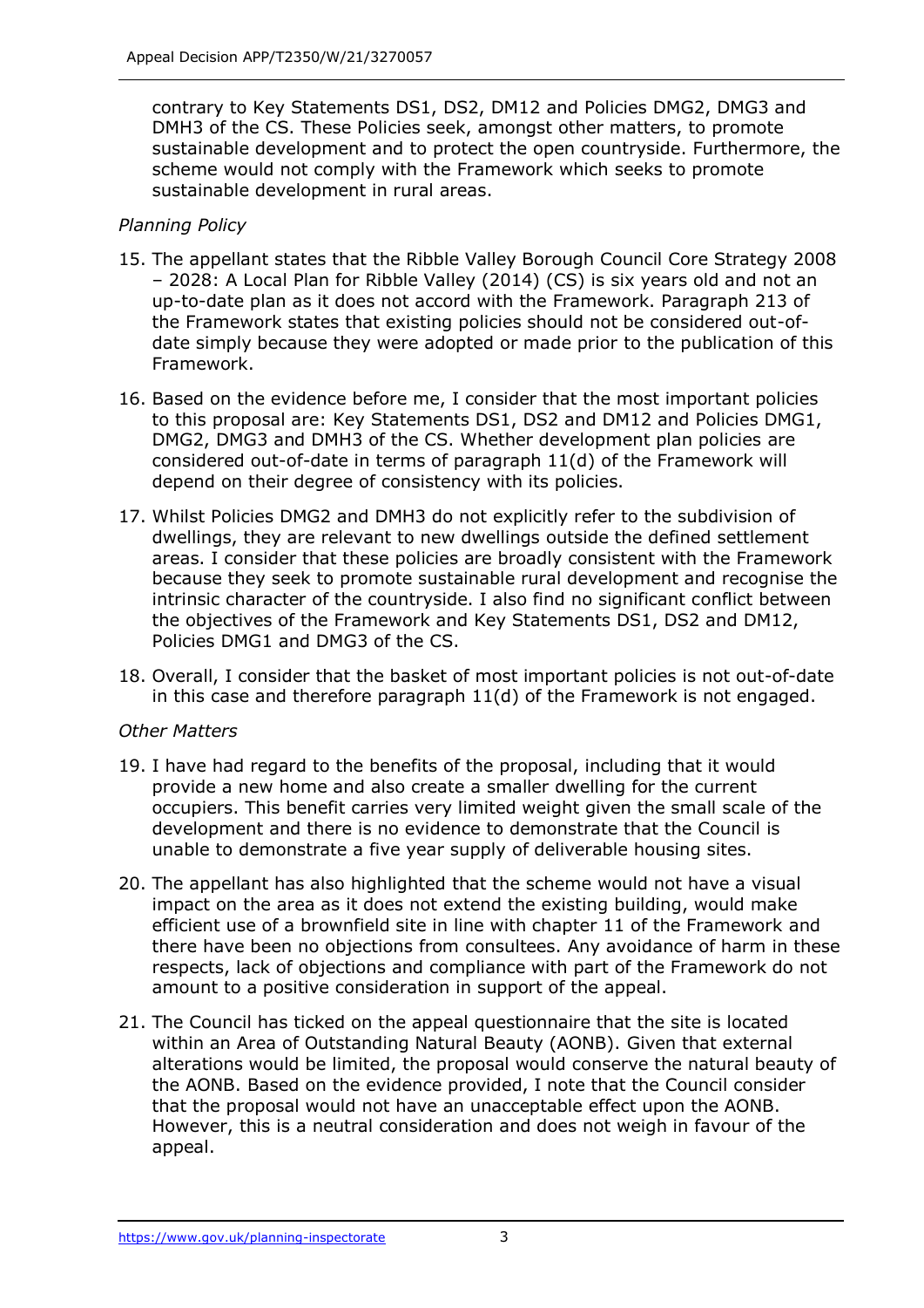contrary to Key Statements DS1, DS2, DM12 and Policies DMG2, DMG3 and DMH3 of the CS. These Policies seek, amongst other matters, to promote sustainable development and to protect the open countryside. Furthermore, the scheme would not comply with the Framework which seeks to promote sustainable development in rural areas.

*Planning Policy*

15. The appellant states that the Ribble Valley Borough Council Core Strategy 2008 – 2028: A Local Plan for Ribble Valley (2014) (CS) is six years old and not an up-to-date plan as it does not accord with the Framework. Paragraph 213 of the Framework states that existing policies should not be considered out-of-date simply because they were adopted or made prior to the publication of this Framework.

16. Based on the evidence before me, I consider that the most important policies to this proposal are: Key Statements DS1, DS2 and DM12 and Policies DMG1, DMG2, DMG3 and DMH3 of the CS. Whether development plan policies are considered out-of-date in terms of paragraph 11(d) of the Framework will depend on their degree of consistency with its policies.

17. Whilst Policies DMG2 and DMH3 do not explicitly refer to the subdivision of dwellings, they are relevant to new dwellings outside the defined settlement areas. I consider that these policies are broadly consistent with the Framework because they seek to promote sustainable rural development and recognise the intrinsic character of the countryside. I also find no significant conflict between the objectives of the Framework and Key Statements DS1, DS2 and DM12, Policies DMG1 and DMG3 of the CS.

18. Overall, I consider that the basket of most important policies is not out-of-date in this case and therefore paragraph 11(d) of the Framework is not engaged.

*Other Matters*

19. I have had regard to the benefits of the proposal, including that it would provide a new home and also create a smaller dwelling for the current occupiers. This benefit carries very limited weight given the small scale of the development and there is no evidence to demonstrate that the Council is unable to demonstrate a five year supply of deliverable housing sites.

20. The appellant has also highlighted that the scheme would not have a visual impact on the area as it does not extend the existing building, would make efficient use of a brownfield site in line with chapter 11 of the Framework and there have been no objections from consultees. Any avoidance of harm in these respects, lack of objections and compliance with part of the Framework do not amount to a positive consideration in support of the appeal.

21. The Council has ticked on the appeal questionnaire that the site is located within an Area of Outstanding Natural Beauty (AONB). Given that external alterations would be limited, the proposal would conserve the natural beauty of the AONB. Based on the evidence provided, I note that the Council consider that the proposal would not have an unacceptable effect upon the AONB. However, this is a neutral consideration and does not weigh in favour of the appeal.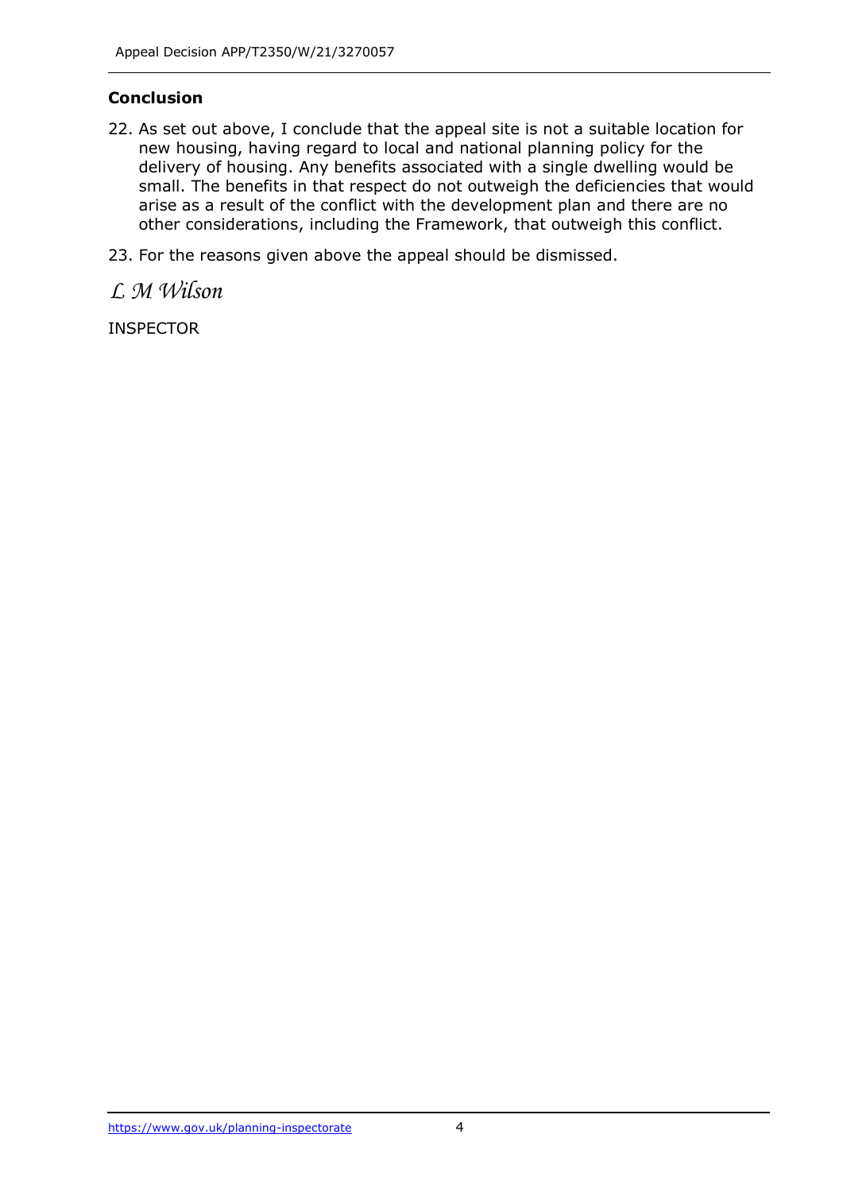### Conclusion

22. As set out above, I conclude that the appeal site is not a suitable location for new housing, having regard to local and national planning policy for the delivery of housing. Any benefits associated with a single dwelling would be small. The benefits in that respect do not outweigh the deficiencies that would arise as a result of the conflict with the development plan and there are no other considerations, including the Framework, that outweigh this conflict.

23. For the reasons given above the appeal should be dismissed.

*L M Wilson*

INSPECTOR